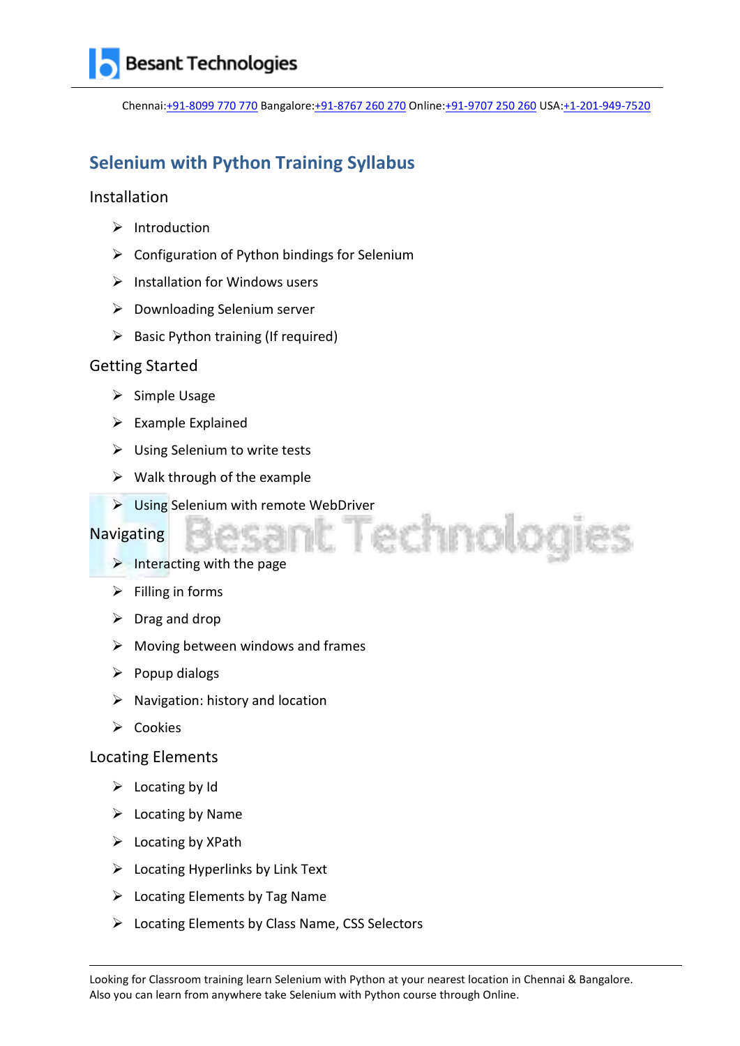# Selenium with Python Training Syllabus

## Installation

- Introduction
- Configuration of Python bindings for Selenium
- Installation for Windows users
- Downloading Selenium server
- Basic Python training (If required)

## Getting Started

- Simple Usage
- Example Explained
- Using Selenium to write tests
- Walk through of the example
- Using Selenium with remote WebDriver

## Navigating

- Interacting with the page
- Filling in forms
- Drag and drop
- Moving between windows and frames
- Popup dialogs
- Navigation: history and location
- Cookies

## Locating Elements

- Locating by Id
- Locating by Name
- Locating by XPath
- Locating Hyperlinks by Link Text
- Locating Elements by Tag Name
- Locating Elements by Class Name, CSS Selectors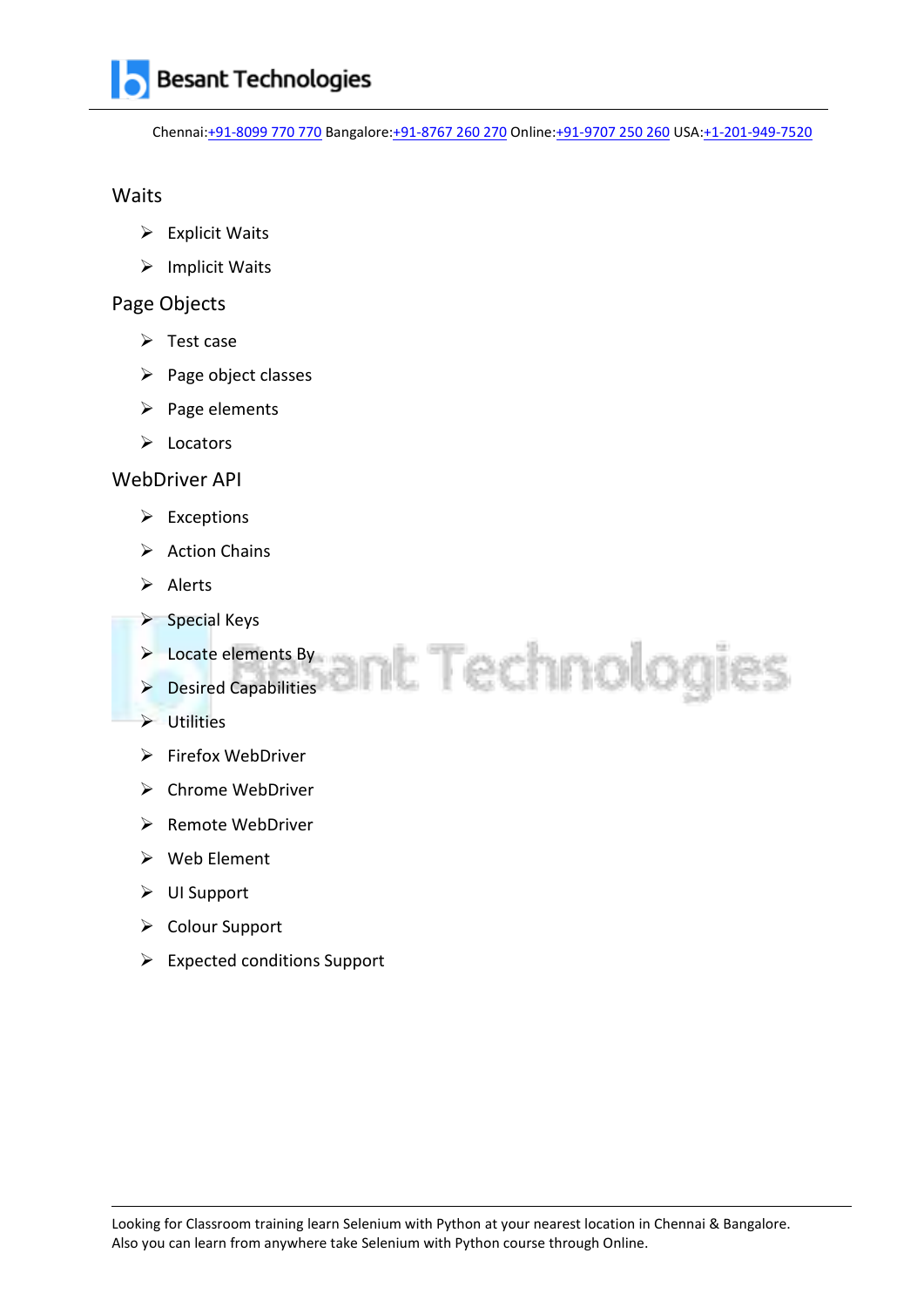## Waits

- Explicit Waits
- Implicit Waits

## Page Objects

- Test case
- Page object classes
- Page elements
- Locators

## WebDriver API

- Exceptions
- Action Chains
- Alerts
- Special Keys
- Locate elements By
- Desired Capabilities
- Utilities
- Firefox WebDriver
- Chrome WebDriver
- Remote WebDriver
- Web Element
- UI Support
- Colour Support
- Expected conditions Support